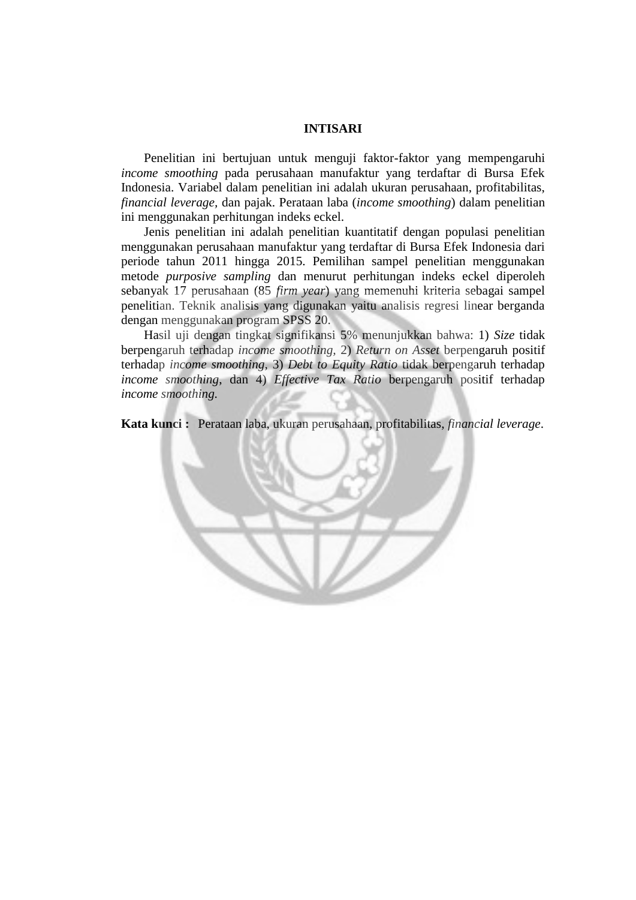# INTISARI

Penelitian ini bertujuan untuk menguji faktor-faktor yang mempengaruhi *income smoothing* pada perusahaan manufaktur yang terdaftar di Bursa Efek Indonesia. Variabel dalam penelitian ini adalah ukuran perusahaan, profitabilitas, *financial leverage,* dan pajak. Perataan laba (*income smoothing*) dalam penelitian ini menggunakan perhitungan indeks eckel.

Jenis penelitian ini adalah penelitian kuantitatif dengan populasi penelitian menggunakan perusahaan manufaktur yang terdaftar di Bursa Efek Indonesia dari periode tahun 2011 hingga 2015. Pemilihan sampel penelitian menggunakan metode *purposive sampling* dan menurut perhitungan indeks eckel diperoleh sebanyak 17 perusahaan (85 *firm year*) yang memenuhi kriteria sebagai sampel penelitian. Teknik analisis yang digunakan yaitu analisis regresi linear berganda dengan menggunakan program SPSS 20.

Hasil uji dengan tingkat signifikansi 5% menunjukkan bahwa: 1) *Size* tidak berpengaruh terhadap *income smoothing,* 2) *Return on Asset* berpengaruh positif terhadap *income smoothing,* 3) *Debt to Equity Ratio* tidak berpengaruh terhadap *income smoothing,* dan 4) *Effective Tax Ratio* berpengaruh positif terhadap *income smoothing.*

**Kata kunci :** Perataan laba, ukuran perusahaan, profitabilitas, *financial leverage*.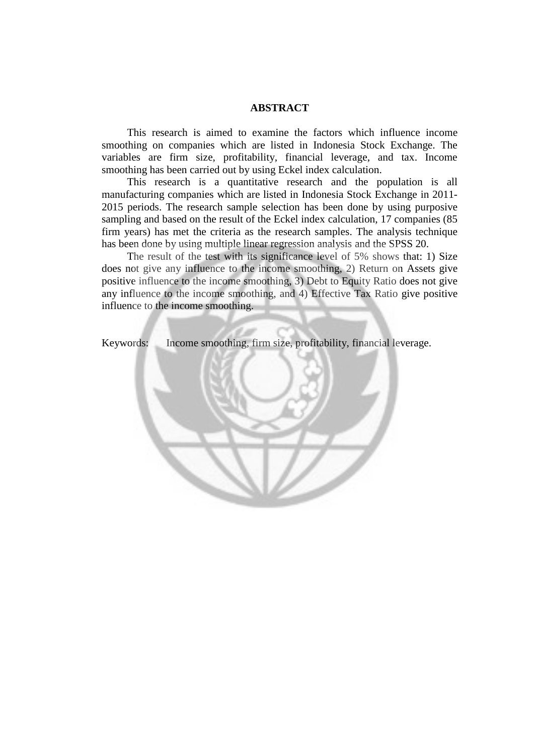## ABSTRACT

This research is aimed to examine the factors which influence income smoothing on companies which are listed in Indonesia Stock Exchange. The variables are firm size, profitability, financial leverage, and tax. Income smoothing has been carried out by using Eckel index calculation.

This research is a quantitative research and the population is all manufacturing companies which are listed in Indonesia Stock Exchange in 2011-2015 periods. The research sample selection has been done by using purposive sampling and based on the result of the Eckel index calculation, 17 companies (85 firm years) has met the criteria as the research samples. The analysis technique has been done by using multiple linear regression analysis and the SPSS 20.

The result of the test with its significance level of 5% shows that: 1) Size does not give any influence to the income smoothing, 2) Return on Assets give positive influence to the income smoothing, 3) Debt to Equity Ratio does not give any influence to the income smoothing, and 4) Effective Tax Ratio give positive influence to the income smoothing.

Keywords: Income smoothing, firm size, profitability, financial leverage.